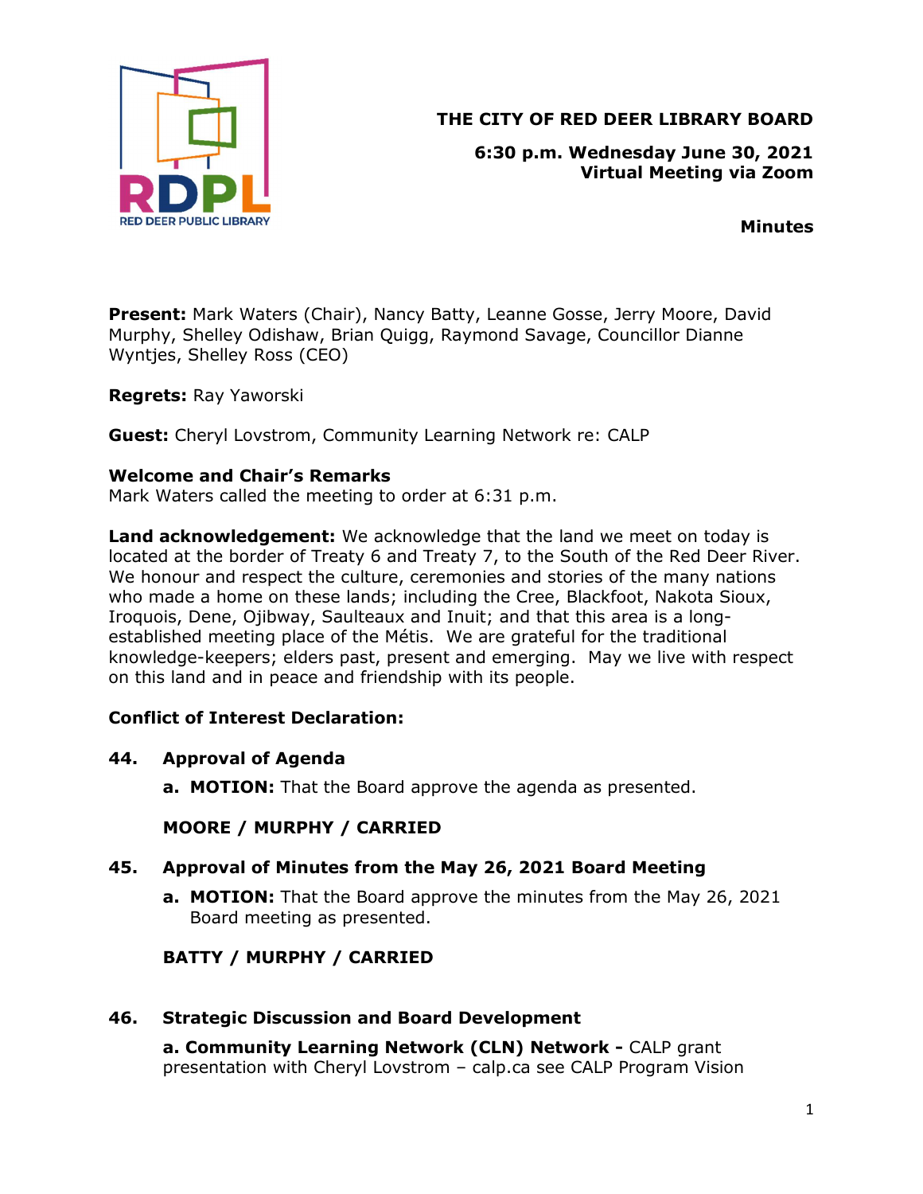RED DEER PUBLIC LIBRARY

**THE CITY OF RED DEER LIBRARY BOARD**

**6:30 p.m. Wednesday June 30, 2021**
**Virtual Meeting via Zoom**

**Minutes**

**Present:** Mark Waters (Chair), Nancy Batty, Leanne Gosse, Jerry Moore, David Murphy, Shelley Odishaw, Brian Quigg, Raymond Savage, Councillor Dianne Wyntjes, Shelley Ross (CEO)

**Regrets:** Ray Yaworski

**Guest:** Cheryl Lovstrom, Community Learning Network re: CALP

**Welcome and Chair's Remarks**
Mark Waters called the meeting to order at 6:31 p.m.

**Land acknowledgement:** We acknowledge that the land we meet on today is located at the border of Treaty 6 and Treaty 7, to the South of the Red Deer River. We honour and respect the culture, ceremonies and stories of the many nations who made a home on these lands; including the Cree, Blackfoot, Nakota Sioux, Iroquois, Dene, Ojibway, Saulteaux and Inuit; and that this area is a long-established meeting place of the Métis. We are grateful for the traditional knowledge-keepers; elders past, present and emerging. May we live with respect on this land and in peace and friendship with its people.

**Conflict of Interest Declaration:**

**44. Approval of Agenda**

**a. MOTION:** That the Board approve the agenda as presented.

**MOORE / MURPHY / CARRIED**

**45. Approval of Minutes from the May 26, 2021 Board Meeting**

**a. MOTION:** That the Board approve the minutes from the May 26, 2021 Board meeting as presented.

**BATTY / MURPHY / CARRIED**

**46. Strategic Discussion and Board Development**

**a. Community Learning Network (CLN) Network -** CALP grant presentation with Cheryl Lovstrom – calp.ca see CALP Program Vision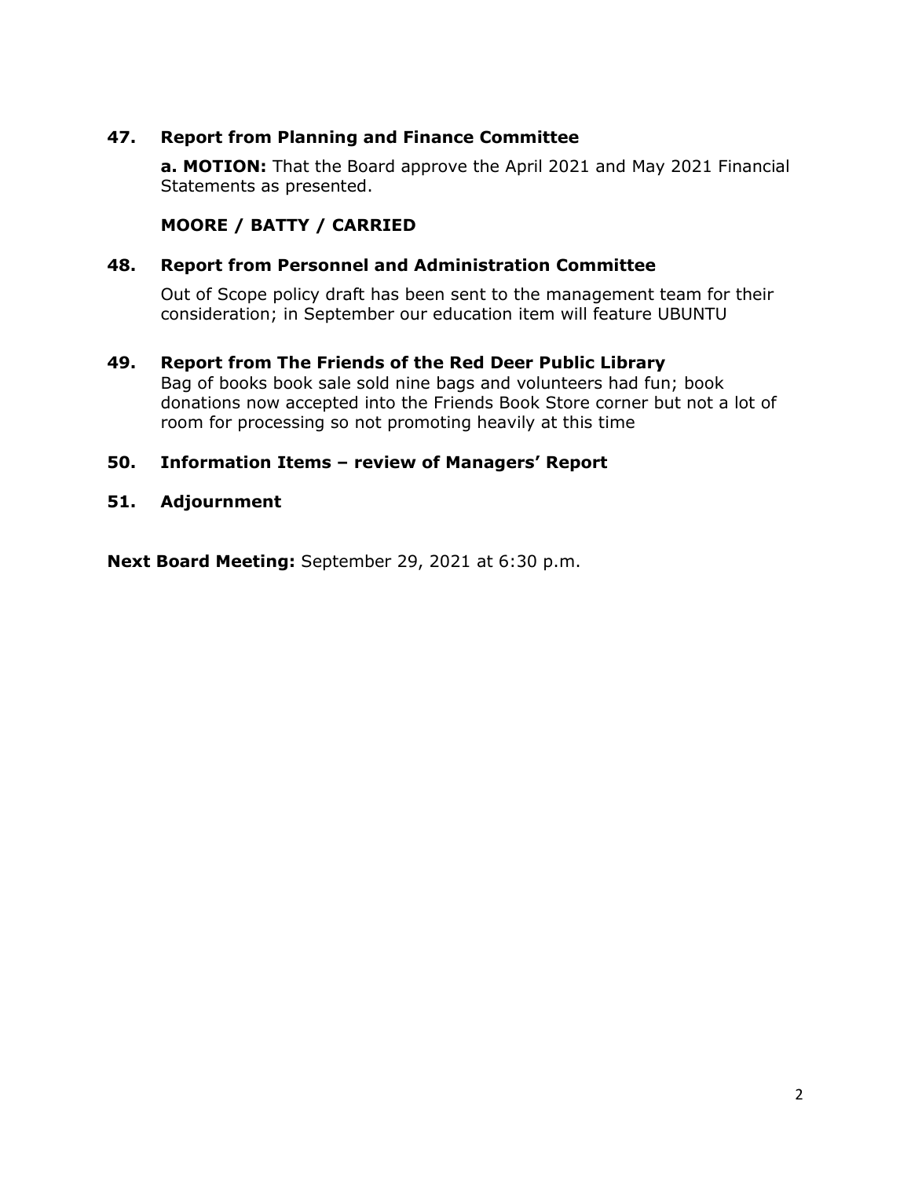## 47. Report from Planning and Finance Committee

**a. MOTION:** That the Board approve the April 2021 and May 2021 Financial Statements as presented.

**MOORE / BATTY / CARRIED**

## 48. Report from Personnel and Administration Committee

Out of Scope policy draft has been sent to the management team for their consideration; in September our education item will feature UBUNTU

## 49. Report from The Friends of the Red Deer Public Library

Bag of books book sale sold nine bags and volunteers had fun; book donations now accepted into the Friends Book Store corner but not a lot of room for processing so not promoting heavily at this time

## 50. Information Items – review of Managers' Report

## 51. Adjournment

**Next Board Meeting:** September 29, 2021 at 6:30 p.m.